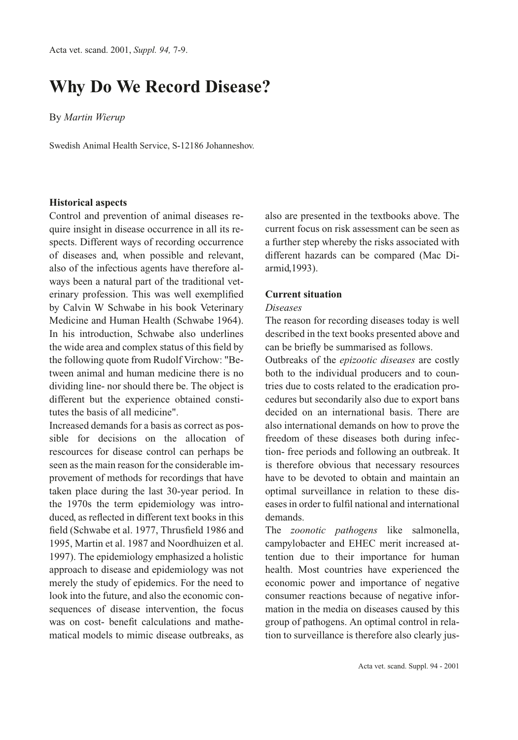# Why Do We Record Disease?

By *Martin Wierup*

Swedish Animal Health Service, S-12186 Johanneshov.

### Historical aspects

Control and prevention of animal diseases require insight in disease occurrence in all its respects. Different ways of recording occurrence of diseases and, when possible and relevant, also of the infectious agents have therefore always been a natural part of the traditional veterinary profession. This was well exemplified by Calvin W Schwabe in his book Veterinary Medicine and Human Health (Schwabe 1964). In his introduction, Schwabe also underlines the wide area and complex status of this field by the following quote from Rudolf Virchow: "Between animal and human medicine there is no dividing line- nor should there be. The object is different but the experience obtained constitutes the basis of all medicine".

Increased demands for a basis as correct as possible for decisions on the allocation of rescources for disease control can perhaps be seen as the main reason for the considerable improvement of methods for recordings that have taken place during the last 30-year period. In the 1970s the term epidemiology was introduced, as reflected in different text books in this field (Schwabe et al. 1977, Thrusfield 1986 and 1995, Martin et al. 1987 and Noordhuizen et al. 1997). The epidemiology emphasized a holistic approach to disease and epidemiology was not merely the study of epidemics. For the need to look into the future, and also the economic consequences of disease intervention, the focus was on cost- benefit calculations and mathematical models to mimic disease outbreaks, as also are presented in the textbooks above. The current focus on risk assessment can be seen as a further step whereby the risks associated with different hazards can be compared (Mac Diarmid,1993).

### Current situation

*Diseases*

The reason for recording diseases today is well described in the text books presented above and can be briefly be summarised as follows.

Outbreaks of the *epizootic diseases* are costly both to the individual producers and to countries due to costs related to the eradication procedures but secondarily also due to export bans decided on an international basis. There are also international demands on how to prove the freedom of these diseases both during infection- free periods and following an outbreak. It is therefore obvious that necessary resources have to be devoted to obtain and maintain an optimal surveillance in relation to these diseases in order to fulfil national and international demands.

The *zoonotic pathogens* like salmonella, campylobacter and EHEC merit increased attention due to their importance for human health. Most countries have experienced the economic power and importance of negative consumer reactions because of negative information in the media on diseases caused by this group of pathogens. An optimal control in relation to surveillance is therefore also clearly jus-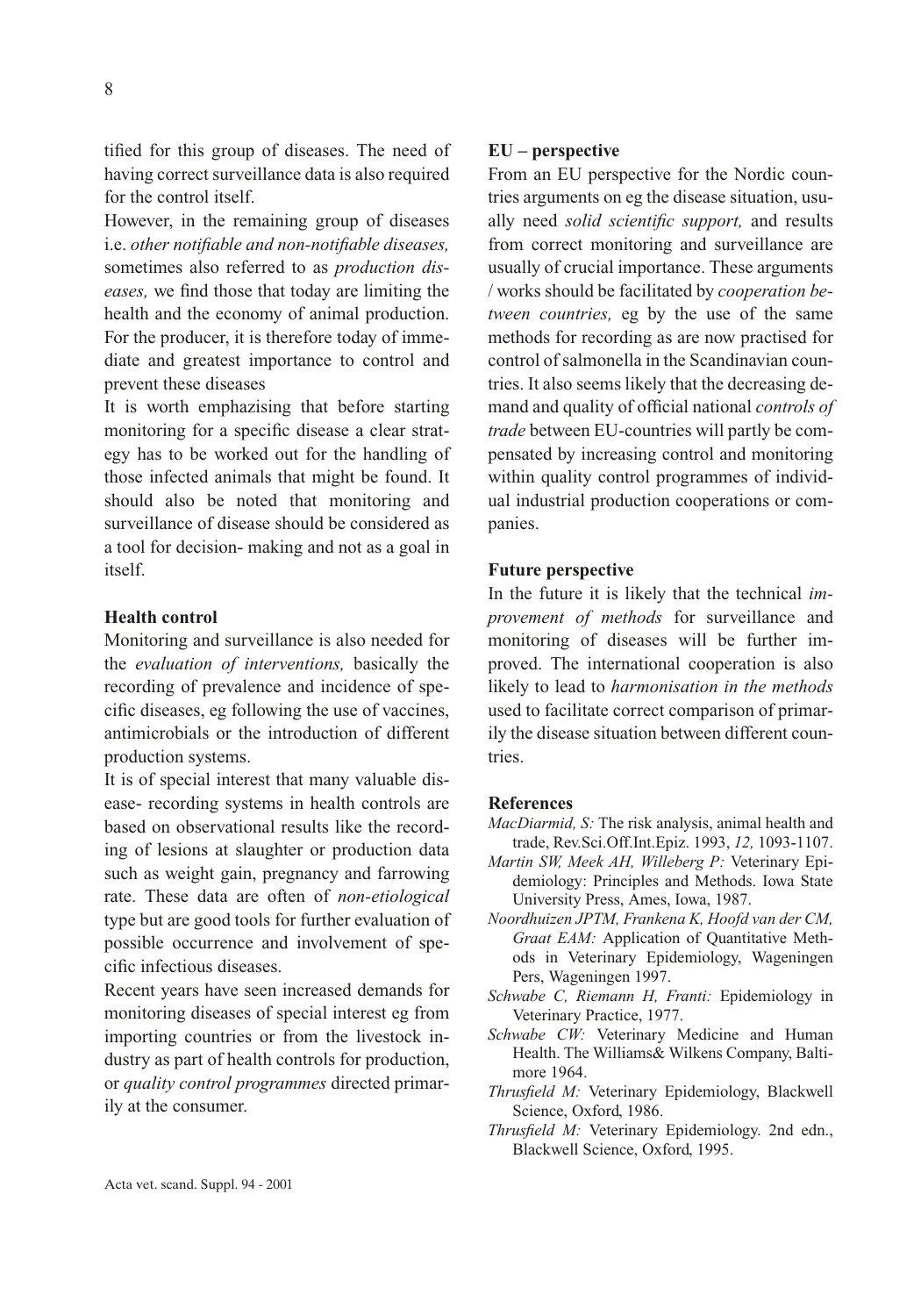tified for this group of diseases. The need of having correct surveillance data is also required for the control itself.

However, in the remaining group of diseases i.e. *other notifiable and non-notifiable diseases,* sometimes also referred to as *production diseases,* we find those that today are limiting the health and the economy of animal production. For the producer, it is therefore today of immediate and greatest importance to control and prevent these diseases

It is worth emphazising that before starting monitoring for a specific disease a clear strategy has to be worked out for the handling of those infected animals that might be found. It should also be noted that monitoring and surveillance of disease should be considered as a tool for decision- making and not as a goal in itself.

**Health control**

Monitoring and surveillance is also needed for the *evaluation of interventions,* basically the recording of prevalence and incidence of specific diseases, eg following the use of vaccines, antimicrobials or the introduction of different production systems.

It is of special interest that many valuable disease- recording systems in health controls are based on observational results like the recording of lesions at slaughter or production data such as weight gain, pregnancy and farrowing rate. These data are often of *non-etiological* type but are good tools for further evaluation of possible occurrence and involvement of specific infectious diseases.

Recent years have seen increased demands for monitoring diseases of special interest eg from importing countries or from the livestock industry as part of health controls for production, or *quality control programmes* directed primarily at the consumer.

**EU – perspective**

From an EU perspective for the Nordic countries arguments on eg the disease situation, usually need *solid scientific support,* and results from correct monitoring and surveillance are usually of crucial importance. These arguments / works should be facilitated by *cooperation between countries,* eg by the use of the same methods for recording as are now practised for control of salmonella in the Scandinavian countries. It also seems likely that the decreasing demand and quality of official national *controls of trade* between EU-countries will partly be compensated by increasing control and monitoring within quality control programmes of individual industrial production cooperations or companies.

**Future perspective**

In the future it is likely that the technical *improvement of methods* for surveillance and monitoring of diseases will be further improved. The international cooperation is also likely to lead to *harmonisation in the methods* used to facilitate correct comparison of primarily the disease situation between different countries.

**References**

*MacDiarmid, S:* The risk analysis, animal health and trade, Rev.Sci.Off.Int.Epiz. 1993, *12,* 1093-1107.

*Martin SW, Meek AH, Willeberg P:* Veterinary Epidemiology: Principles and Methods. Iowa State University Press, Ames, Iowa, 1987.

*Noordhuizen JPTM, Frankena K, Hoofd van der CM, Graat EAM:* Application of Quantitative Methods in Veterinary Epidemiology, Wageningen Pers, Wageningen 1997.

*Schwabe C, Riemann H, Franti:* Epidemiology in Veterinary Practice, 1977.

*Schwabe CW:* Veterinary Medicine and Human Health. The Williams& Wilkens Company, Baltimore 1964.

*Thrusfield M:* Veterinary Epidemiology, Blackwell Science, Oxford, 1986.

*Thrusfield M:* Veterinary Epidemiology. 2nd edn., Blackwell Science, Oxford, 1995.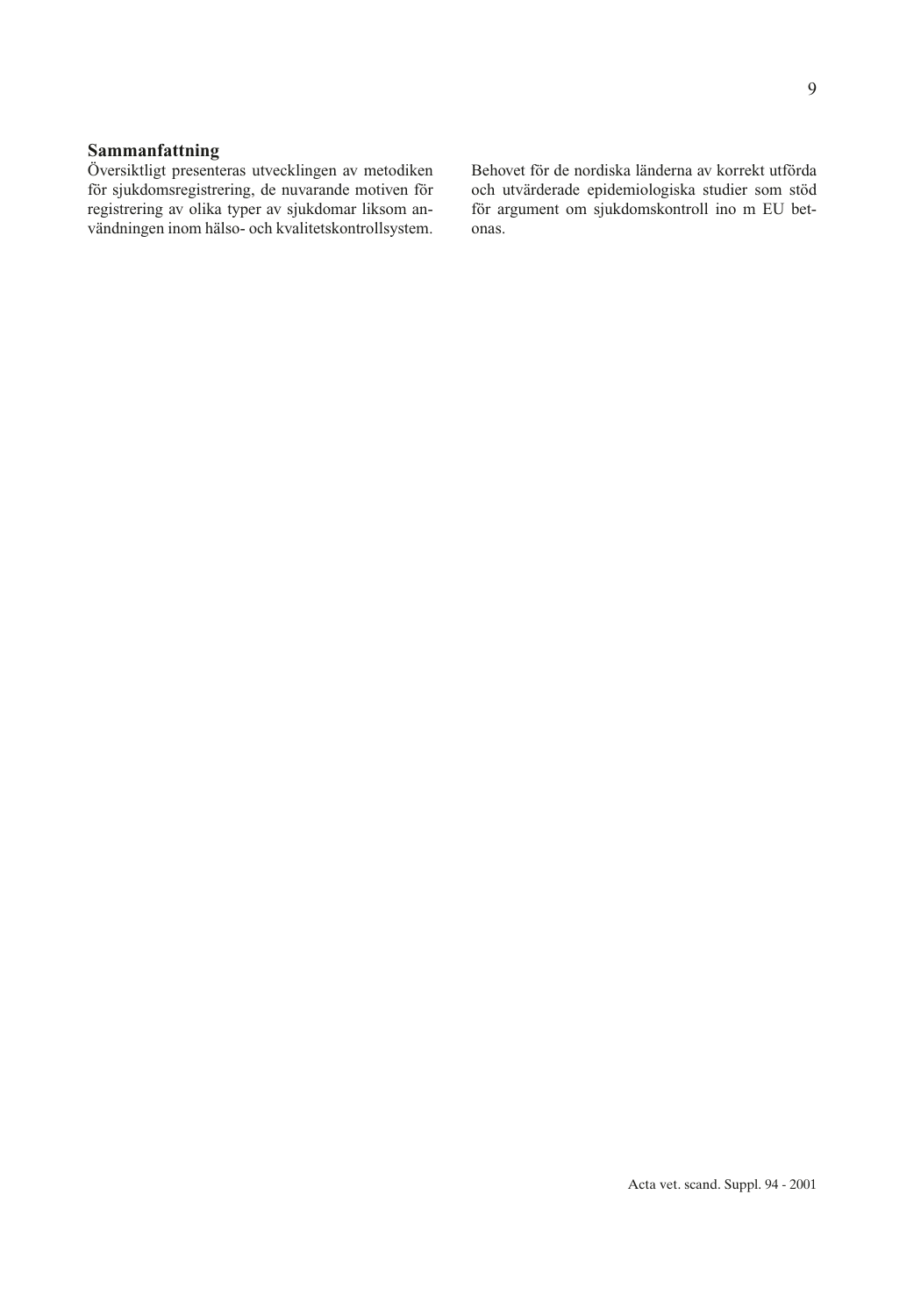## Sammanfattning

Översiktligt presenteras utvecklingen av metodiken för sjukdomsregistrering, de nuvarande motiven för registrering av olika typer av sjukdomar liksom användningen inom hälso- och kvalitetskontrollsystem. Behovet för de nordiska länderna av korrekt utförda och utvärderade epidemiologiska studier som stöd för argument om sjukdomskontroll ino m EU betonas.